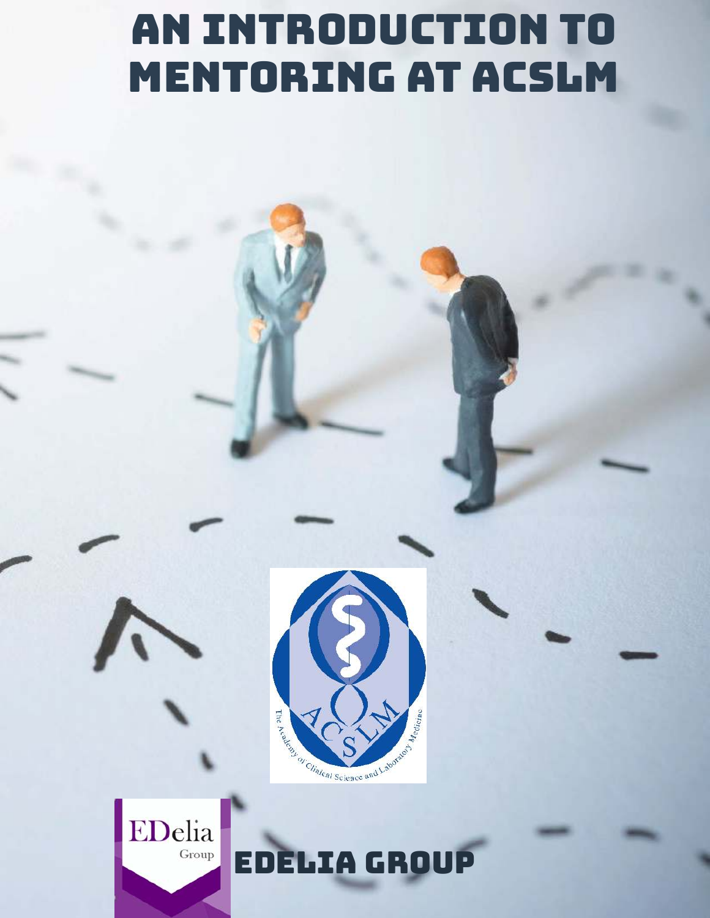# AN INTRODUCTION TO MENTORING AT ACSLM

The Academy of Clinical Science and Laboratory Medicine

EDelia Group

EDELIA GROUP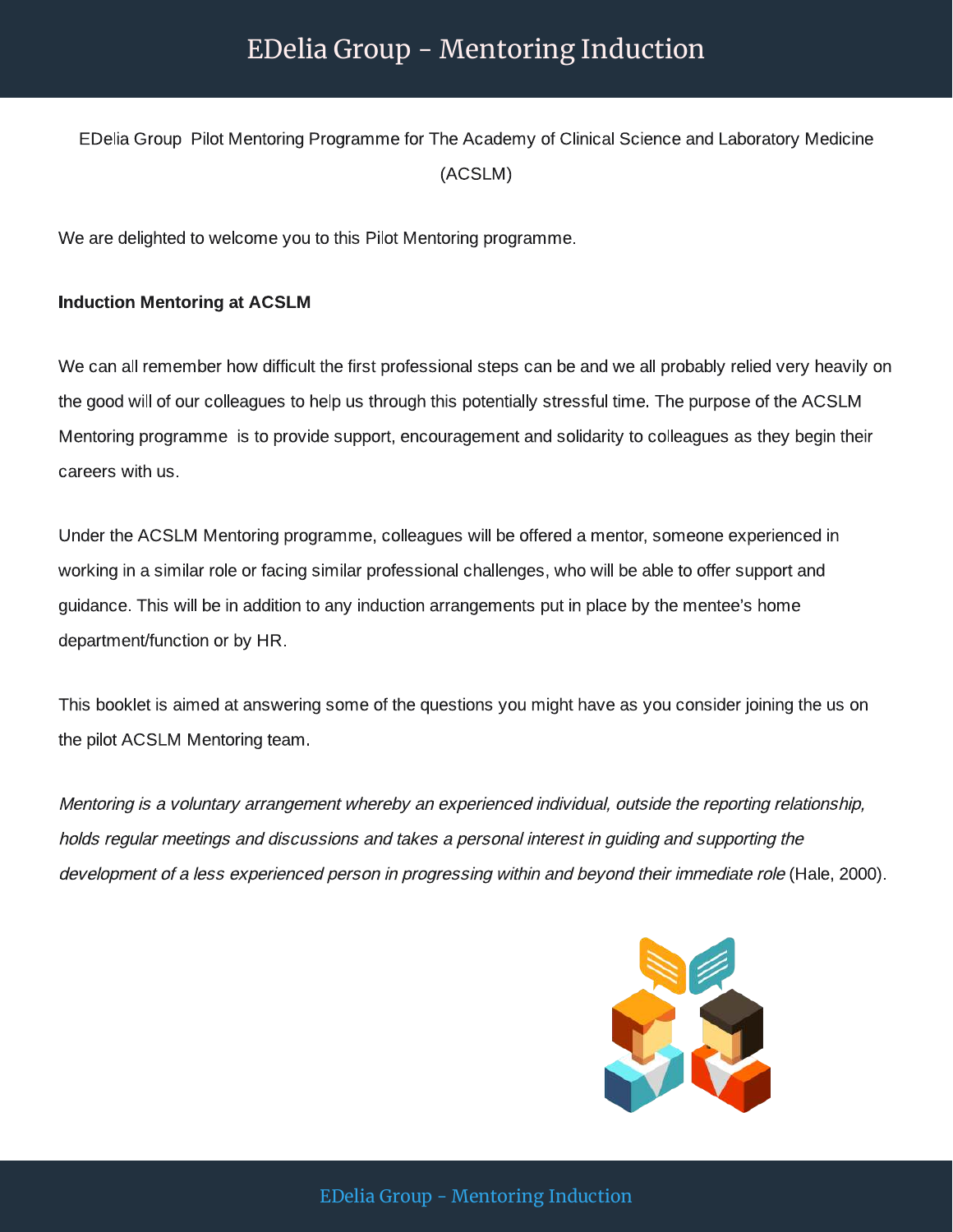EDelia Group  Pilot Mentoring Programme for The Academy of Clinical Science and Laboratory Medicine (ACSLM)

We are delighted to welcome you to this Pilot Mentoring programme.

**Induction Mentoring at ACSLM**

We can all remember how difficult the first professional steps can be and we all probably relied very heavily on the good will of our colleagues to help us through this potentially stressful time. The purpose of the ACSLM Mentoring programme  is to provide support, encouragement and solidarity to colleagues as they begin their careers with us.

Under the ACSLM Mentoring programme, colleagues will be offered a mentor, someone experienced in working in a similar role or facing similar professional challenges, who will be able to offer support and guidance. This will be in addition to any induction arrangements put in place by the mentee's home department/function or by HR.

This booklet is aimed at answering some of the questions you might have as you consider joining the us on the pilot ACSLM Mentoring team.

*Mentoring is a voluntary arrangement whereby an experienced individual, outside the reporting relationship, holds regular meetings and discussions and takes a personal interest in guiding and supporting the development of a less experienced person in progressing within and beyond their immediate role* (Hale, 2000).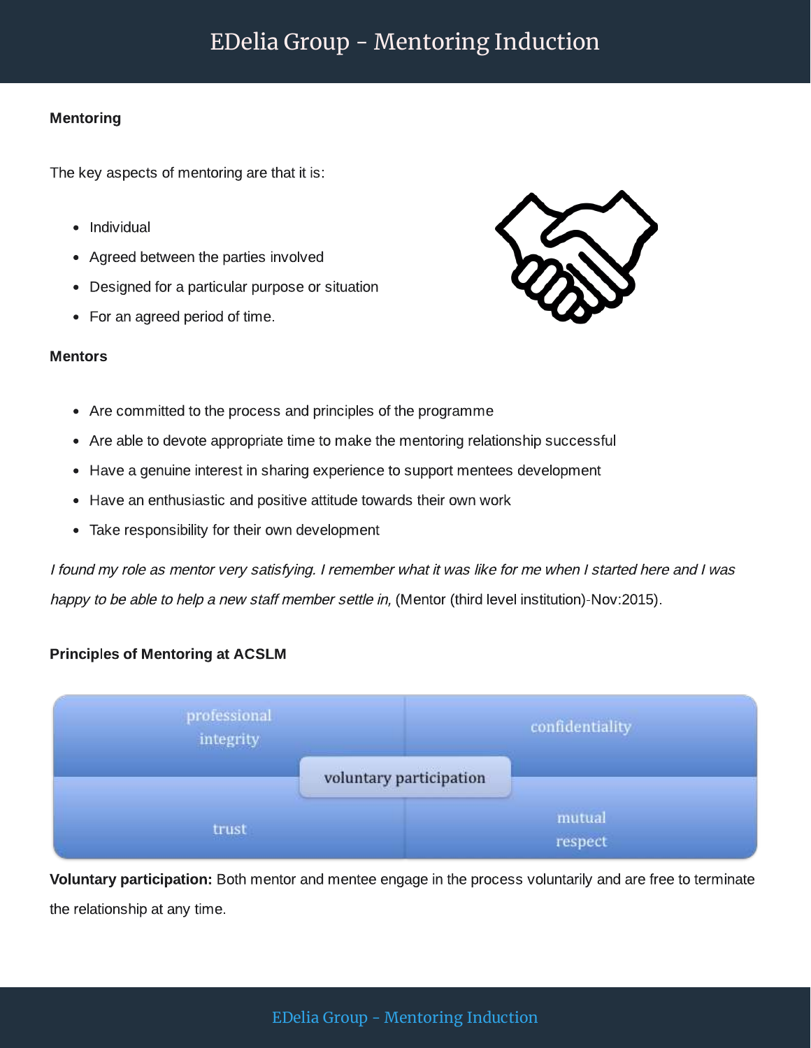**Mentoring**

The key aspects of mentoring are that it is:

- Individual
- Agreed between the parties involved
- Designed for a particular purpose or situation
- For an agreed period of time.

**Mentors**

- Are committed to the process and principles of the programme
- Are able to devote appropriate time to make the mentoring relationship successful
- Have a genuine interest in sharing experience to support mentees development
- Have an enthusiastic and positive attitude towards their own work
- Take responsibility for their own development

*I found my role as mentor very satisfying. I remember what it was like for me when I started here and I was happy to be able to help a new staff member settle in,* (Mentor (third level institution)-Nov:2015).

**Principles of Mentoring at ACSLM**

professional integrity

confidentiality

voluntary participation

trust

mutual respect

**Voluntary participation:** Both mentor and mentee engage in the process voluntarily and are free to terminate the relationship at any time.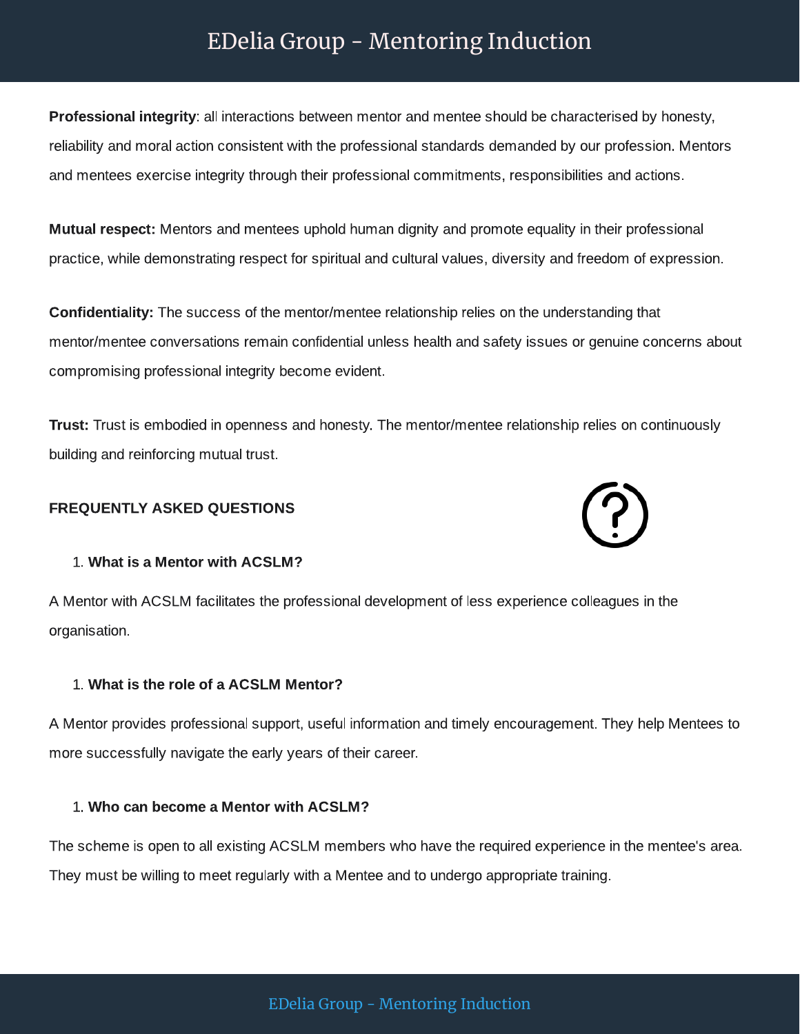**Professional integrity**: all interactions between mentor and mentee should be characterised by honesty, reliability and moral action consistent with the professional standards demanded by our profession. Mentors and mentees exercise integrity through their professional commitments, responsibilities and actions.

**Mutual respect:** Mentors and mentees uphold human dignity and promote equality in their professional practice, while demonstrating respect for spiritual and cultural values, diversity and freedom of expression.

**Confidentiality:** The success of the mentor/mentee relationship relies on the understanding that mentor/mentee conversations remain confidential unless health and safety issues or genuine concerns about compromising professional integrity become evident.

**Trust:** Trust is embodied in openness and honesty. The mentor/mentee relationship relies on continuously building and reinforcing mutual trust.

**FREQUENTLY ASKED QUESTIONS**

1. **What is a Mentor with ACSLM?**

A Mentor with ACSLM facilitates the professional development of less experience colleagues in the organisation.

1. **What is the role of a ACSLM Mentor?**

A Mentor provides professional support, useful information and timely encouragement. They help Mentees to more successfully navigate the early years of their career.

1. **Who can become a Mentor with ACSLM?**

The scheme is open to all existing ACSLM members who have the required experience in the mentee's area. They must be willing to meet regularly with a Mentee and to undergo appropriate training.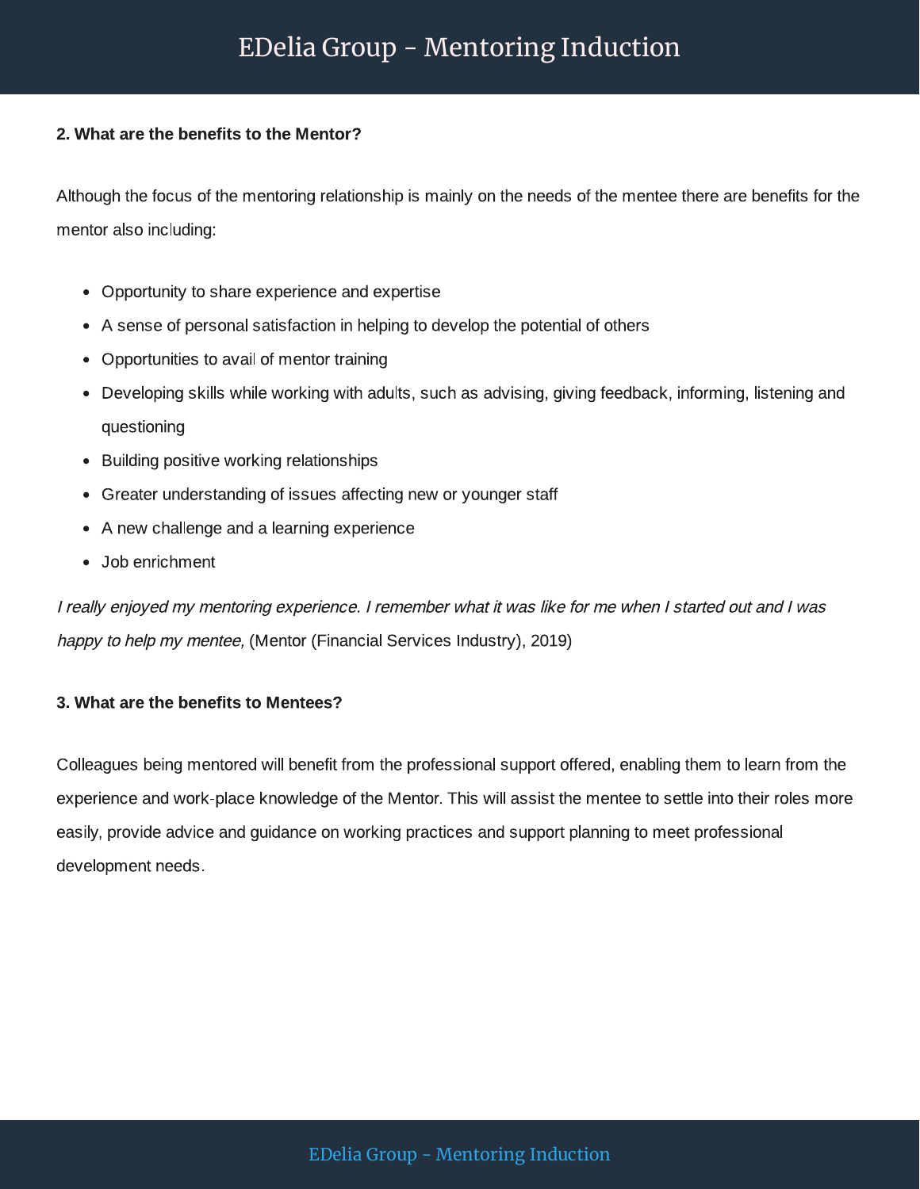**2. What are the benefits to the Mentor?**

Although the focus of the mentoring relationship is mainly on the needs of the mentee there are benefits for the mentor also including:

- Opportunity to share experience and expertise
- A sense of personal satisfaction in helping to develop the potential of others
- Opportunities to avail of mentor training
- Developing skills while working with adults, such as advising, giving feedback, informing, listening and questioning
- Building positive working relationships
- Greater understanding of issues affecting new or younger staff
- A new challenge and a learning experience
- Job enrichment

*I really enjoyed my mentoring experience. I remember what it was like for me when I started out and I was happy to help my mentee,* (Mentor (Financial Services Industry), 2019)

**3. What are the benefits to Mentees?**

Colleagues being mentored will benefit from the professional support offered, enabling them to learn from the experience and work-place knowledge of the Mentor. This will assist the mentee to settle into their roles more easily, provide advice and guidance on working practices and support planning to meet professional development needs.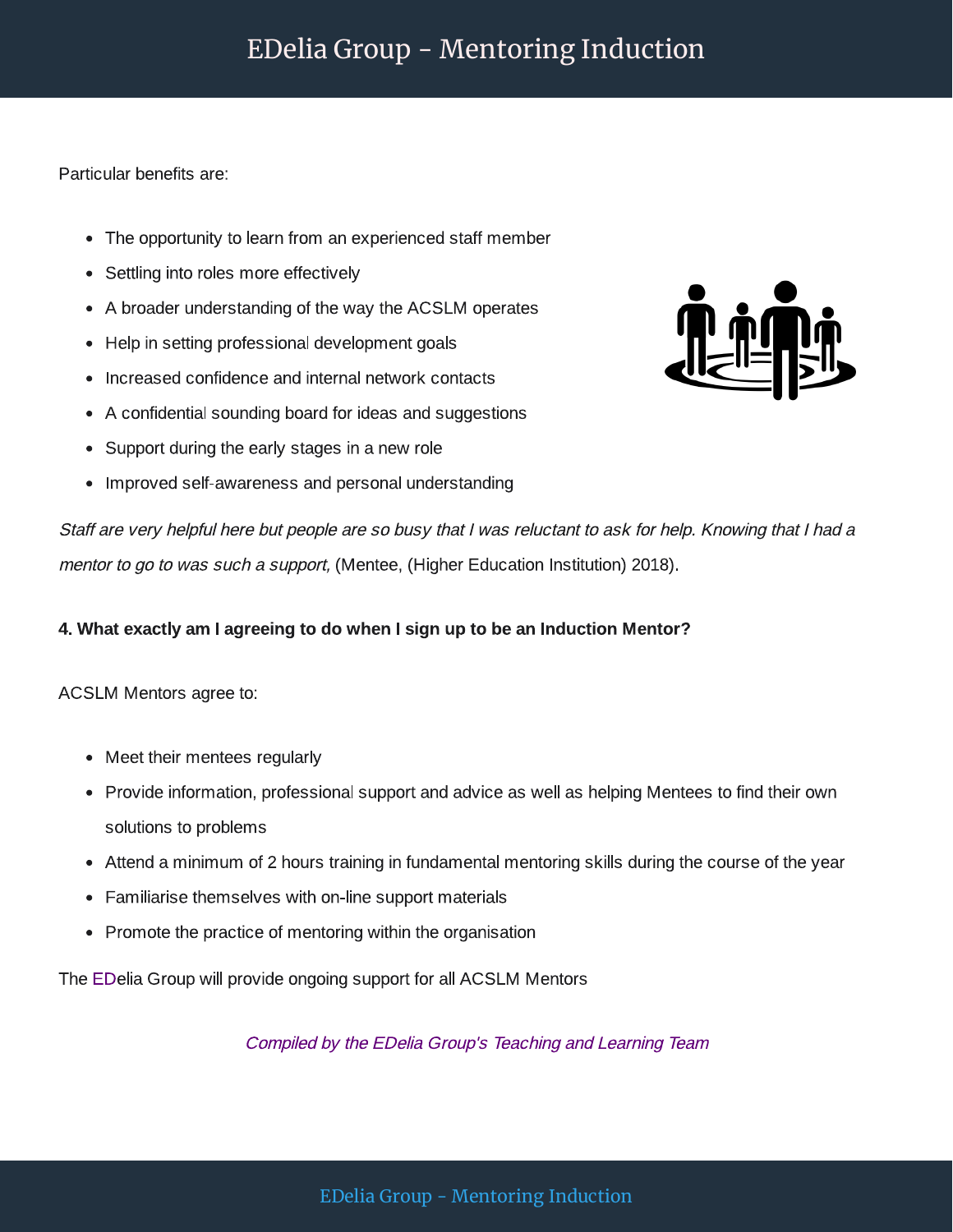Particular benefits are:

- The opportunity to learn from an experienced staff member
- Settling into roles more effectively
- A broader understanding of the way the ACSLM operates
- Help in setting professional development goals
- Increased confidence and internal network contacts
- A confidential sounding board for ideas and suggestions
- Support during the early stages in a new role
- Improved self-awareness and personal understanding

*Staff are very helpful here but people are so busy that I was reluctant to ask for help. Knowing that I had a mentor to go to was such a support,* (Mentee, (Higher Education Institution) 2018).

**4. What exactly am I agreeing to do when I sign up to be an Induction Mentor?**

ACSLM Mentors agree to:

- Meet their mentees regularly
- Provide information, professional support and advice as well as helping Mentees to find their own solutions to problems
- Attend a minimum of 2 hours training in fundamental mentoring skills during the course of the year
- Familiarise themselves with on-line support materials
- Promote the practice of mentoring within the organisation

The EDelia Group will provide ongoing support for all ACSLM Mentors

*Compiled by the EDelia Group's Teaching and Learning Team*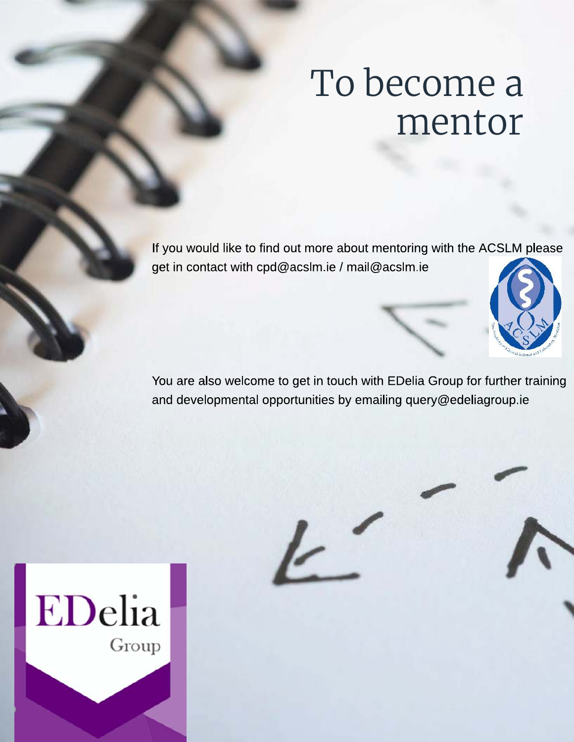# To become a mentor

If you would like to find out more about mentoring with the ACSLM please get in contact with cpd@acslm.ie / mail@acslm.ie

You are also welcome to get in touch with EDelia Group for further training and developmental opportunities by emailing query@edeliagroup.ie